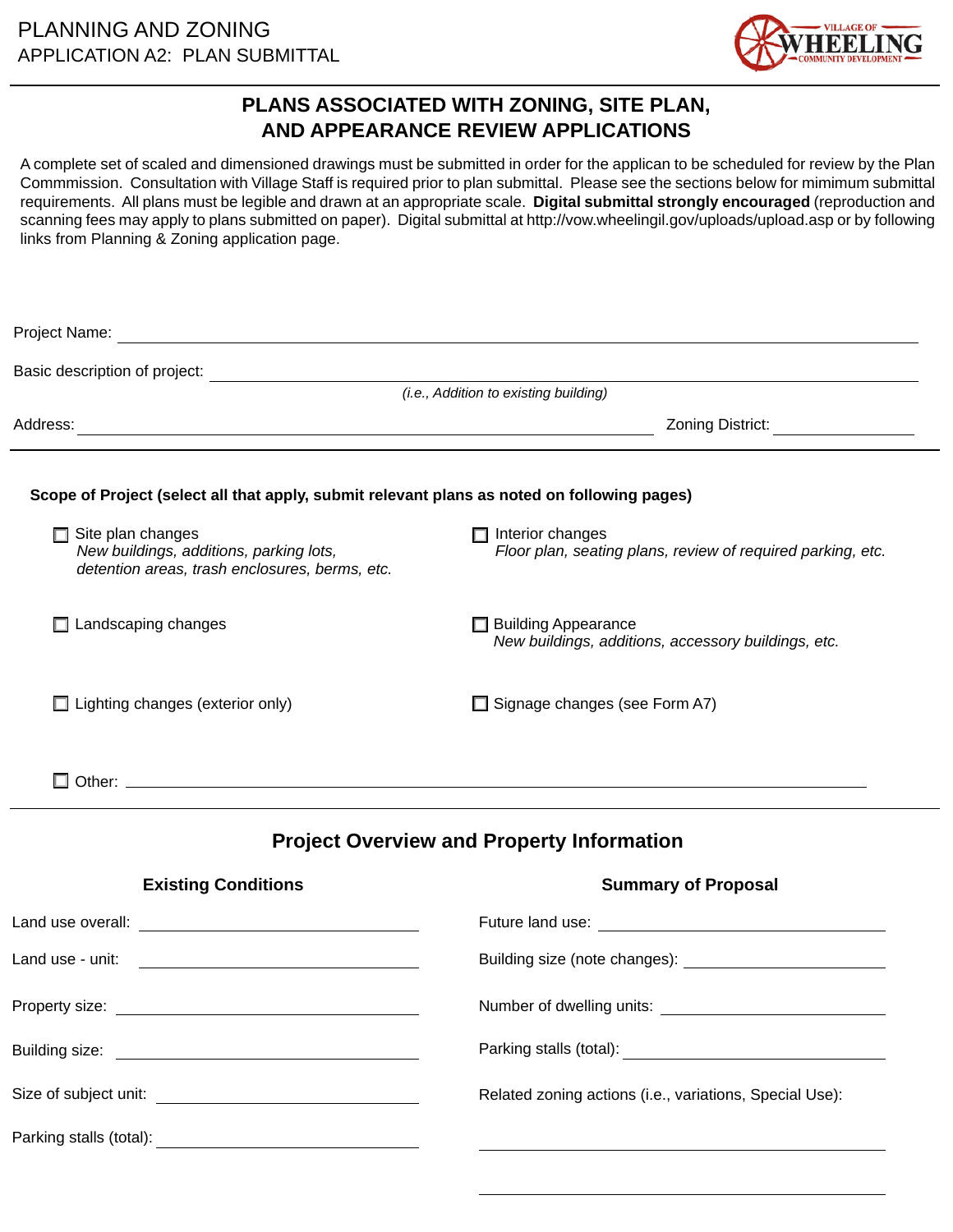PLANNING AND ZONING
APPLICATION A2: PLAN SUBMITTAL

VILLAGE OF WHEELING COMMUNITY DEVELOPMENT

# PLANS ASSOCIATED WITH ZONING, SITE PLAN, AND APPEARANCE REVIEW APPLICATIONS

A complete set of scaled and dimensioned drawings must be submitted in order for the applican to be scheduled for review by the Plan Commmission. Consultation with Village Staff is required prior to plan submittal. Please see the sections below for mimimum submittal requirements. All plans must be legible and drawn at an appropriate scale. **Digital submittal strongly encouraged** (reproduction and scanning fees may apply to plans submitted on paper). Digital submittal at http://vow.wheelingil.gov/uploads/upload.asp or by following links from Planning & Zoning application page.

Project Name: ______________________________

Basic description of project: ______________________________
*(i.e., Addition to existing building)*

Address: ______________________________ Zoning District: ______________

**Scope of Project (select all that apply, submit relevant plans as noted on following pages)**

- ☐ Site plan changes
  *New buildings, additions, parking lots, detention areas, trash enclosures, berms, etc.*
- ☐ Interior changes
  *Floor plan, seating plans, review of required parking, etc.*
- ☐ Landscaping changes
- ☐ Building Appearance
  *New buildings, additions, accessory buildings, etc.*
- ☐ Lighting changes (exterior only)
- ☐ Signage changes (see Form A7)
- ☐ Other: ______________________________

## Project Overview and Property Information

### Existing Conditions

Land use overall: ______________

Land use - unit: ______________

Property size: ______________

Building size: ______________

Size of subject unit: ______________

Parking stalls (total): ______________

### Summary of Proposal

Future land use: ______________

Building size (note changes): ______________

Number of dwelling units: ______________

Parking stalls (total): ______________

Related zoning actions (i.e., variations, Special Use):

______________________________

______________________________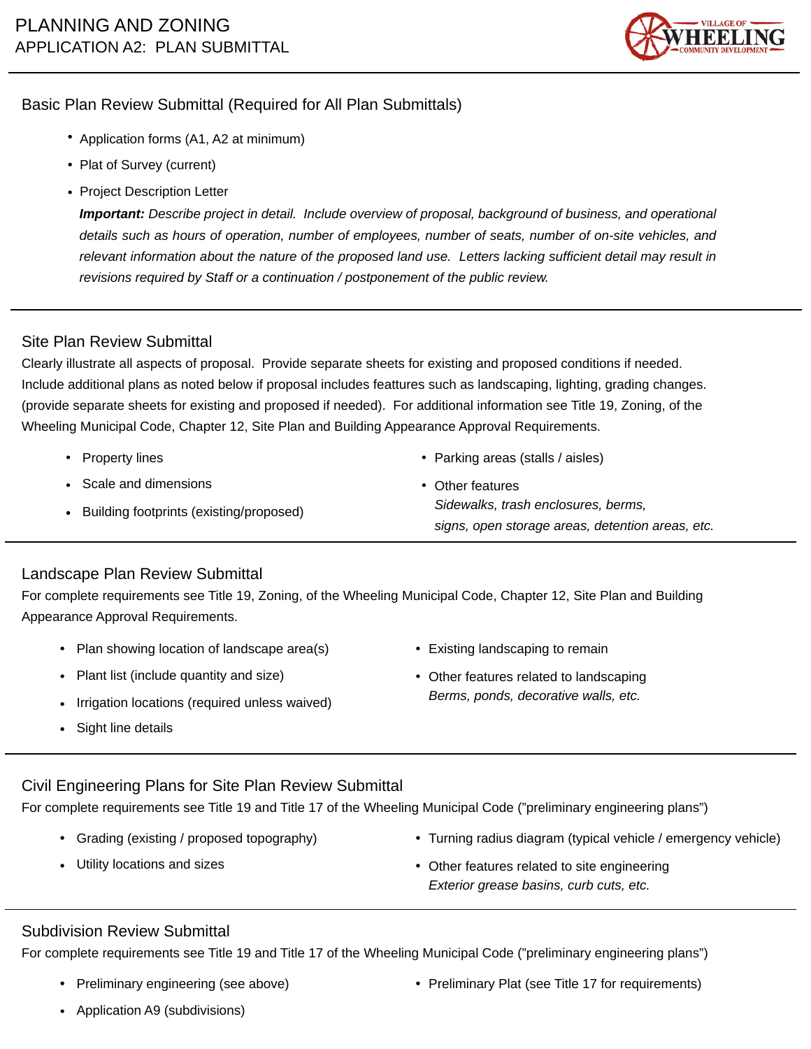# PLANNING AND ZONING

## APPLICATION A2: PLAN SUBMITTAL

### Basic Plan Review Submittal (Required for All Plan Submittals)

- Application forms (A1, A2 at minimum)
- Plat of Survey (current)
- Project Description Letter

  ***Important:*** *Describe project in detail. Include overview of proposal, background of business, and operational details such as hours of operation, number of employees, number of seats, number of on-site vehicles, and relevant information about the nature of the proposed land use. Letters lacking sufficient detail may result in revisions required by Staff or a continuation / postponement of the public review.*

---

### Site Plan Review Submittal

Clearly illustrate all aspects of proposal. Provide separate sheets for existing and proposed conditions if needed. Include additional plans as noted below if proposal includes feattures such as landscaping, lighting, grading changes. (provide separate sheets for existing and proposed if needed). For additional information see Title 19, Zoning, of the Wheeling Municipal Code, Chapter 12, Site Plan and Building Appearance Approval Requirements.

- Property lines
- Scale and dimensions
- Building footprints (existing/proposed)
- Parking areas (stalls / aisles)
- Other features

  *Sidewalks, trash enclosures, berms, signs, open storage areas, detention areas, etc.*

---

### Landscape Plan Review Submittal

For complete requirements see Title 19, Zoning, of the Wheeling Municipal Code, Chapter 12, Site Plan and Building Appearance Approval Requirements.

- Plan showing location of landscape area(s)
- Plant list (include quantity and size)
- Irrigation locations (required unless waived)
- Sight line details
- Existing landscaping to remain
- Other features related to landscaping

  *Berms, ponds, decorative walls, etc.*

---

### Civil Engineering Plans for Site Plan Review Submittal

For complete requirements see Title 19 and Title 17 of the Wheeling Municipal Code ("preliminary engineering plans")

- Grading (existing / proposed topography)
- Utility locations and sizes
- Turning radius diagram (typical vehicle / emergency vehicle)
- Other features related to site engineering

  *Exterior grease basins, curb cuts, etc.*

---

### Subdivision Review Submittal

For complete requirements see Title 19 and Title 17 of the Wheeling Municipal Code ("preliminary engineering plans")

- Preliminary engineering (see above)
- Application A9 (subdivisions)
- Preliminary Plat (see Title 17 for requirements)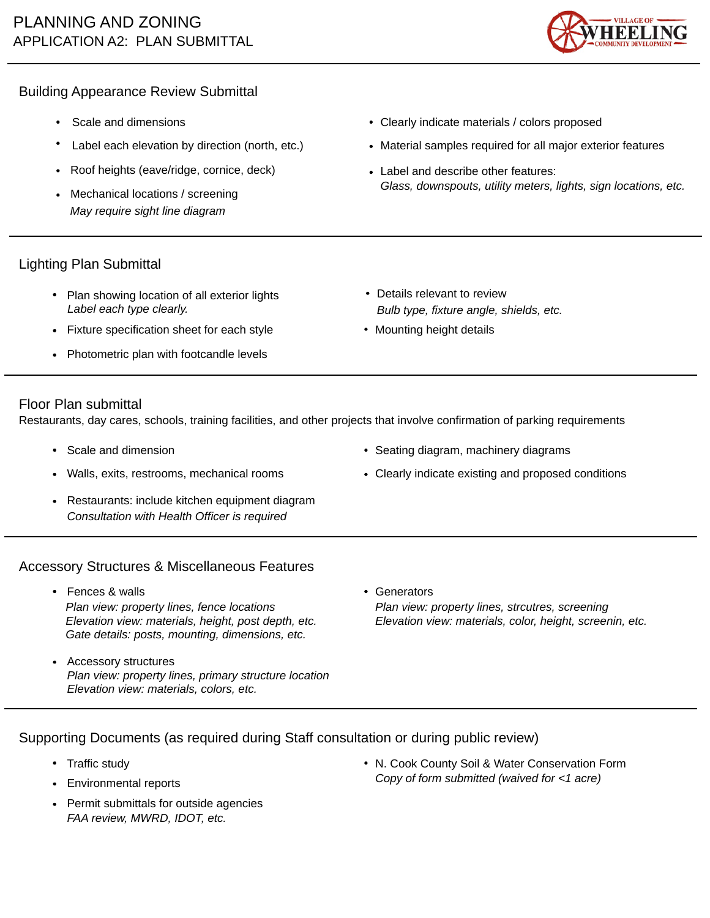# PLANNING AND ZONING
## APPLICATION A2: PLAN SUBMITTAL

VILLAGE OF WHEELING COMMUNITY DEVELOPMENT

### Building Appearance Review Submittal

- Scale and dimensions
- Label each elevation by direction (north, etc.)
- Roof heights (eave/ridge, cornice, deck)
- Mechanical locations / screening
  *May require sight line diagram*
- Clearly indicate materials / colors proposed
- Material samples required for all major exterior features
- Label and describe other features:
  *Glass, downspouts, utility meters, lights, sign locations, etc.*

### Lighting Plan Submittal

- Plan showing location of all exterior lights
  *Label each type clearly.*
- Fixture specification sheet for each style
- Photometric plan with footcandle levels
- Details relevant to review
  *Bulb type, fixture angle, shields, etc.*
- Mounting height details

### Floor Plan submittal

Restaurants, day cares, schools, training facilities, and other projects that involve confirmation of parking requirements

- Scale and dimension
- Walls, exits, restrooms, mechanical rooms
- Restaurants: include kitchen equipment diagram
  *Consultation with Health Officer is required*
- Seating diagram, machinery diagrams
- Clearly indicate existing and proposed conditions

### Accessory Structures & Miscellaneous Features

- Fences & walls
  *Plan view: property lines, fence locations*
  *Elevation view: materials, height, post depth, etc.*
  *Gate details: posts, mounting, dimensions, etc.*
- Accessory structures
  *Plan view: property lines, primary structure location*
  *Elevation view: materials, colors, etc.*
- Generators
  *Plan view: property lines, strcutres, screening*
  *Elevation view: materials, color, height, screenin, etc.*

### Supporting Documents (as required during Staff consultation or during public review)

- Traffic study
- Environmental reports
- Permit submittals for outside agencies
  *FAA review, MWRD, IDOT, etc.*
- N. Cook County Soil & Water Conservation Form
  *Copy of form submitted (waived for <1 acre)*